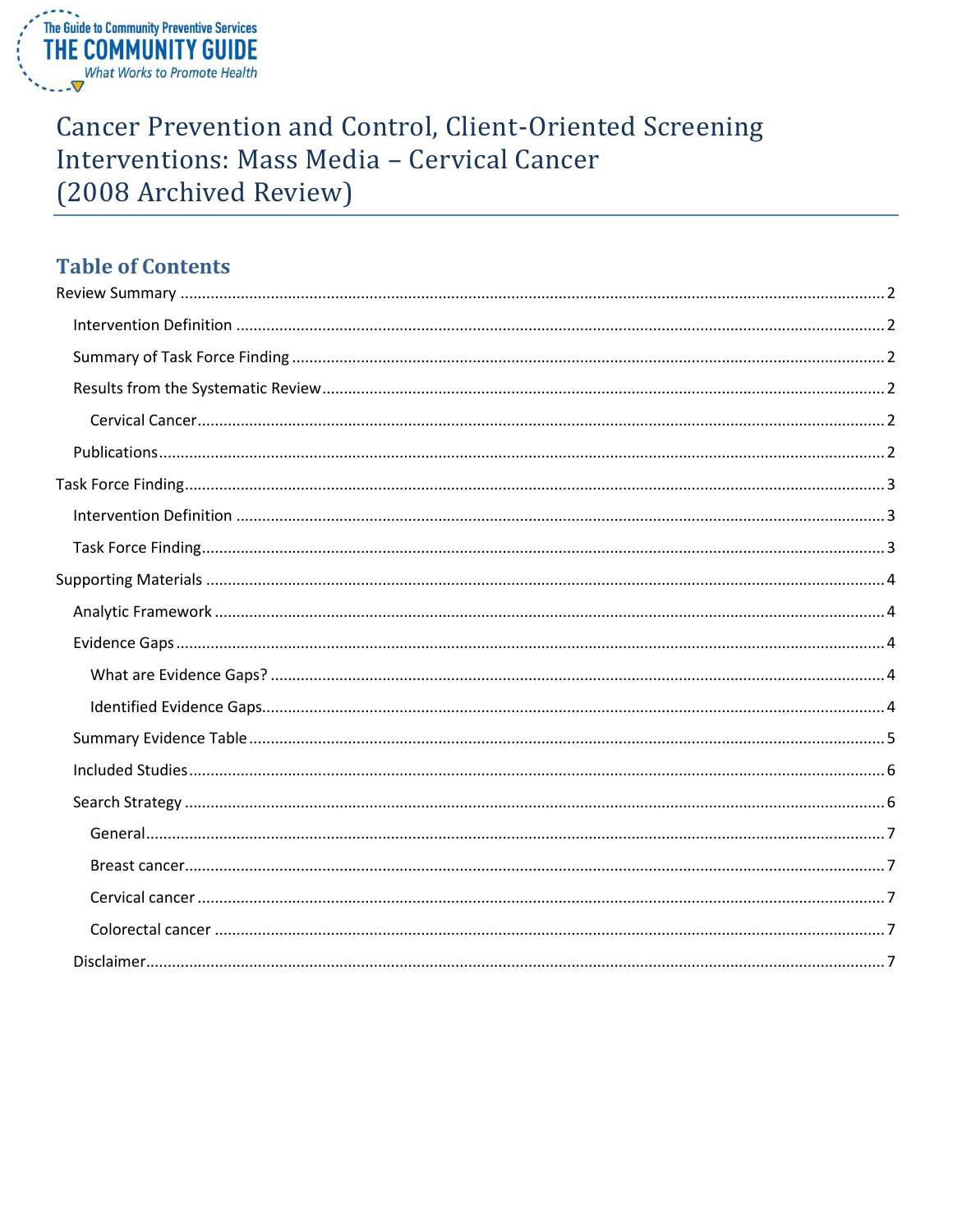The Guide to Community Preventive Services
THE COMMUNITY GUIDE
*What Works to Promote Health*

# Cancer Prevention and Control, Client-Oriented Screening Interventions: Mass Media – Cervical Cancer (2008 Archived Review)

## Table of Contents

- Review Summary ..... 2
  - Intervention Definition ..... 2
  - Summary of Task Force Finding ..... 2
  - Results from the Systematic Review ..... 2
    - Cervical Cancer ..... 2
  - Publications ..... 2
- Task Force Finding ..... 3
  - Intervention Definition ..... 3
  - Task Force Finding ..... 3
- Supporting Materials ..... 4
  - Analytic Framework ..... 4
  - Evidence Gaps ..... 4
    - What are Evidence Gaps? ..... 4
    - Identified Evidence Gaps ..... 4
  - Summary Evidence Table ..... 5
  - Included Studies ..... 6
  - Search Strategy ..... 6
    - General ..... 7
    - Breast cancer ..... 7
    - Cervical cancer ..... 7
    - Colorectal cancer ..... 7
  - Disclaimer ..... 7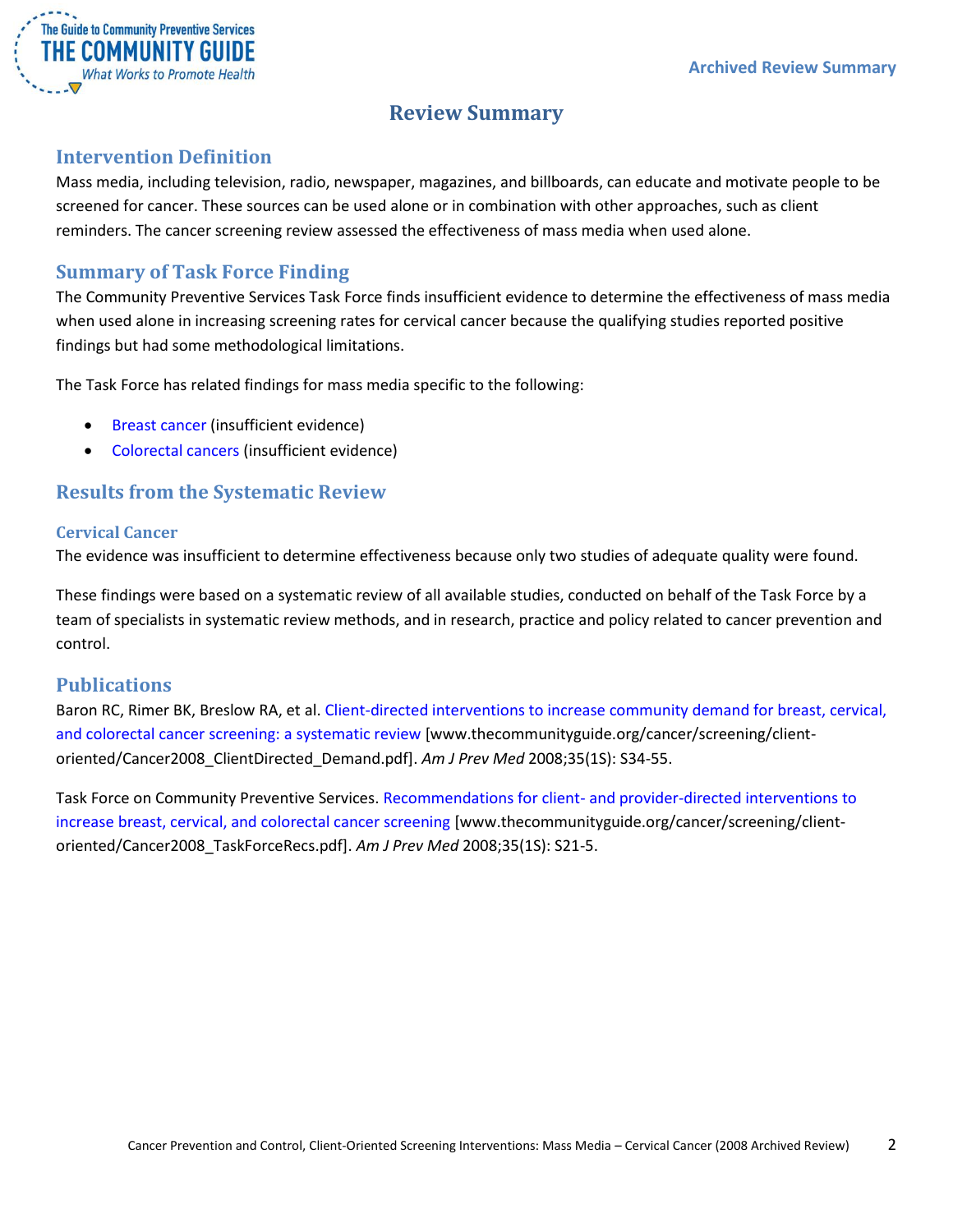# Review Summary

## Intervention Definition

Mass media, including television, radio, newspaper, magazines, and billboards, can educate and motivate people to be screened for cancer. These sources can be used alone or in combination with other approaches, such as client reminders. The cancer screening review assessed the effectiveness of mass media when used alone.

## Summary of Task Force Finding

The Community Preventive Services Task Force finds insufficient evidence to determine the effectiveness of mass media when used alone in increasing screening rates for cervical cancer because the qualifying studies reported positive findings but had some methodological limitations.

The Task Force has related findings for mass media specific to the following:

- Breast cancer (insufficient evidence)
- Colorectal cancers (insufficient evidence)

## Results from the Systematic Review

### Cervical Cancer

The evidence was insufficient to determine effectiveness because only two studies of adequate quality were found.

These findings were based on a systematic review of all available studies, conducted on behalf of the Task Force by a team of specialists in systematic review methods, and in research, practice and policy related to cancer prevention and control.

## Publications

Baron RC, Rimer BK, Breslow RA, et al. Client-directed interventions to increase community demand for breast, cervical, and colorectal cancer screening: a systematic review [www.thecommunityguide.org/cancer/screening/client-oriented/Cancer2008_ClientDirected_Demand.pdf]. *Am J Prev Med* 2008;35(1S): S34-55.

Task Force on Community Preventive Services. Recommendations for client- and provider-directed interventions to increase breast, cervical, and colorectal cancer screening [www.thecommunityguide.org/cancer/screening/client-oriented/Cancer2008_TaskForceRecs.pdf]. *Am J Prev Med* 2008;35(1S): S21-5.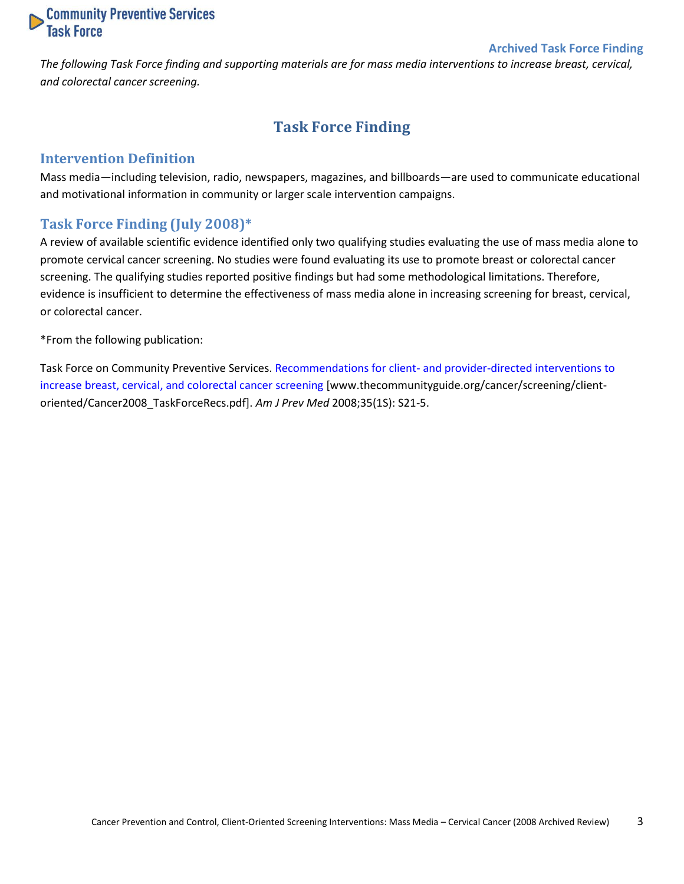Archived Task Force Finding

*The following Task Force finding and supporting materials are for mass media interventions to increase breast, cervical, and colorectal cancer screening.*

# Task Force Finding

## Intervention Definition

Mass media—including television, radio, newspapers, magazines, and billboards—are used to communicate educational and motivational information in community or larger scale intervention campaigns.

## Task Force Finding (July 2008)*

A review of available scientific evidence identified only two qualifying studies evaluating the use of mass media alone to promote cervical cancer screening. No studies were found evaluating its use to promote breast or colorectal cancer screening. The qualifying studies reported positive findings but had some methodological limitations. Therefore, evidence is insufficient to determine the effectiveness of mass media alone in increasing screening for breast, cervical, or colorectal cancer.

*From the following publication:

Task Force on Community Preventive Services. Recommendations for client- and provider-directed interventions to increase breast, cervical, and colorectal cancer screening [www.thecommunityguide.org/cancer/screening/client-oriented/Cancer2008_TaskForceRecs.pdf]. *Am J Prev Med* 2008;35(1S): S21-5.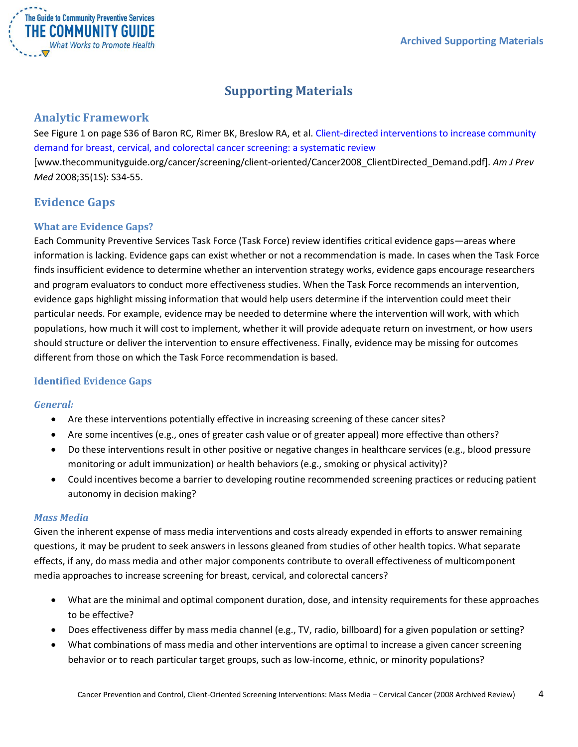# Supporting Materials

## Analytic Framework

See Figure 1 on page S36 of Baron RC, Rimer BK, Breslow RA, et al. Client-directed interventions to increase community demand for breast, cervical, and colorectal cancer screening: a systematic review [www.thecommunityguide.org/cancer/screening/client-oriented/Cancer2008_ClientDirected_Demand.pdf]. *Am J Prev Med* 2008;35(1S): S34-55.

## Evidence Gaps

### What are Evidence Gaps?

Each Community Preventive Services Task Force (Task Force) review identifies critical evidence gaps—areas where information is lacking. Evidence gaps can exist whether or not a recommendation is made. In cases when the Task Force finds insufficient evidence to determine whether an intervention strategy works, evidence gaps encourage researchers and program evaluators to conduct more effectiveness studies. When the Task Force recommends an intervention, evidence gaps highlight missing information that would help users determine if the intervention could meet their particular needs. For example, evidence may be needed to determine where the intervention will work, with which populations, how much it will cost to implement, whether it will provide adequate return on investment, or how users should structure or deliver the intervention to ensure effectiveness. Finally, evidence may be missing for outcomes different from those on which the Task Force recommendation is based.

### Identified Evidence Gaps

#### *General:*

- Are these interventions potentially effective in increasing screening of these cancer sites?
- Are some incentives (e.g., ones of greater cash value or of greater appeal) more effective than others?
- Do these interventions result in other positive or negative changes in healthcare services (e.g., blood pressure monitoring or adult immunization) or health behaviors (e.g., smoking or physical activity)?
- Could incentives become a barrier to developing routine recommended screening practices or reducing patient autonomy in decision making?

#### *Mass Media*

Given the inherent expense of mass media interventions and costs already expended in efforts to answer remaining questions, it may be prudent to seek answers in lessons gleaned from studies of other health topics. What separate effects, if any, do mass media and other major components contribute to overall effectiveness of multicomponent media approaches to increase screening for breast, cervical, and colorectal cancers?

- What are the minimal and optimal component duration, dose, and intensity requirements for these approaches to be effective?
- Does effectiveness differ by mass media channel (e.g., TV, radio, billboard) for a given population or setting?
- What combinations of mass media and other interventions are optimal to increase a given cancer screening behavior or to reach particular target groups, such as low-income, ethnic, or minority populations?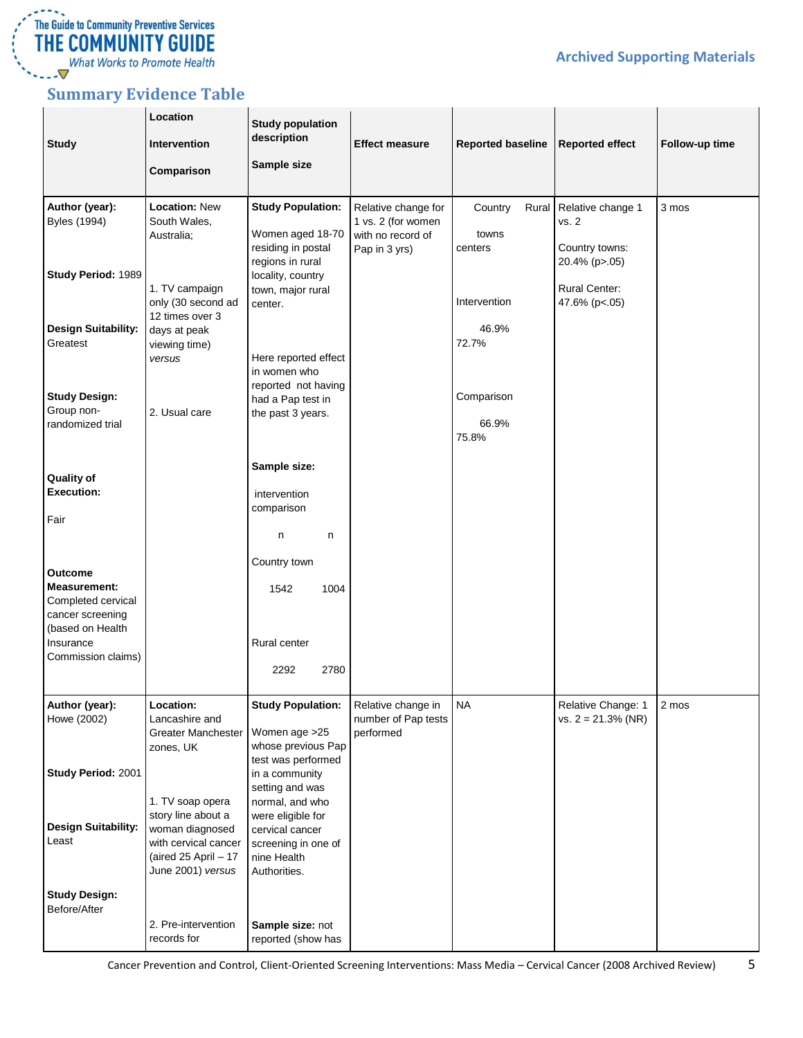## Summary Evidence Table

| Study | Location<br>Intervention<br>Comparison | Study population description<br>Sample size | Effect measure | Reported baseline | Reported effect | Follow-up time |
|---|---|---|---|---|---|---|
| **Author (year):** Byles (1994)<br><br>**Study Period:** 1989<br><br>**Design Suitability:** Greatest<br><br>**Study Design:** Group non-randomized trial<br><br>**Quality of Execution:** Fair<br><br>**Outcome Measurement:** Completed cervical cancer screening (based on Health Insurance Commission claims) | **Location:** New South Wales, Australia;<br><br>1. TV campaign only (30 second ad 12 times over 3 days at peak viewing time) *versus*<br><br>2. Usual care | **Study Population:**<br>Women aged 18-70 residing in postal regions in rural locality, country town, major rural center.<br><br>Here reported effect in women who reported not having had a Pap test in the past 3 years.<br><br>**Sample size:**<br>intervention comparison<br>n n<br>Country town<br>1542 1004<br>Rural center<br>2292 2780 | Relative change for 1 vs. 2 (for women with no record of Pap in 3 yrs) | Country towns / Rural centers<br><br>Intervention<br>46.9% 72.7%<br><br>Comparison<br>66.9% 75.8% | Relative change 1 vs. 2<br><br>Country towns: 20.4% (p>.05)<br><br>Rural Center: 47.6% (p<.05) | 3 mos |
| **Author (year):** Howe (2002)<br><br>**Study Period:** 2001<br><br>**Design Suitability:** Least<br><br>**Study Design:** Before/After | **Location:** Lancashire and Greater Manchester zones, UK<br><br>1. TV soap opera story line about a woman diagnosed with cervical cancer (aired 25 April – 17 June 2001) *versus*<br><br>2. Pre-intervention records for | **Study Population:**<br>Women age >25 whose previous Pap test was performed in a community setting and was normal, and who were eligible for cervical cancer screening in one of nine Health Authorities.<br><br>**Sample size:** not reported (show has | Relative change in number of Pap tests performed | NA | Relative Change: 1 vs. 2 = 21.3% (NR) | 2 mos |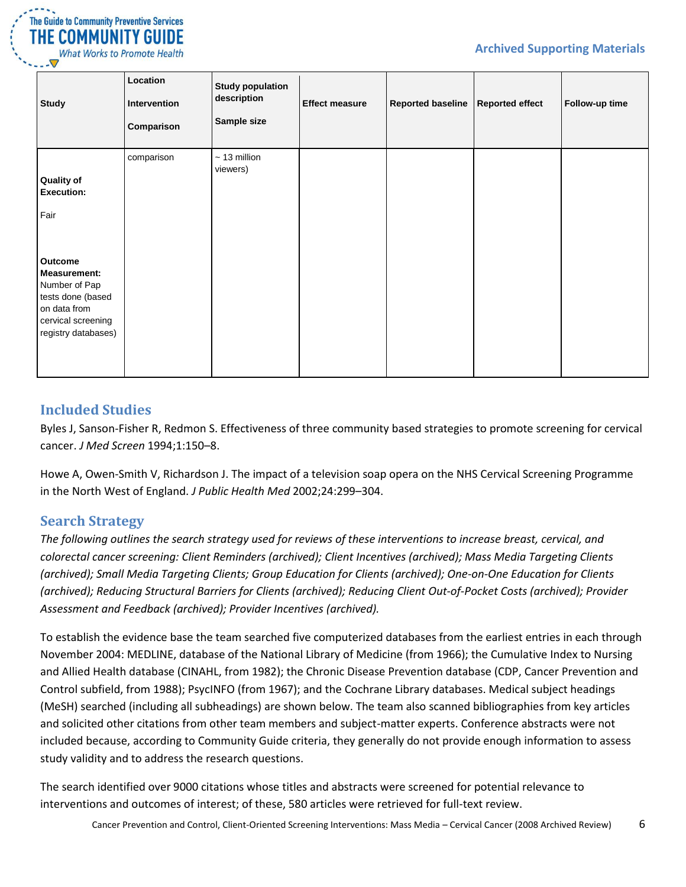| Study | Location<br><br>Intervention<br><br>Comparison | Study population description<br><br>Sample size | Effect measure | Reported baseline | Reported effect | Follow-up time |
|---|---|---|---|---|---|---|
| **Quality of Execution:**<br><br>Fair<br><br>**Outcome Measurement:** Number of Pap tests done (based on data from cervical screening registry databases) | comparison | ~ 13 million viewers) | | | | |

## Included Studies

Byles J, Sanson-Fisher R, Redmon S. Effectiveness of three community based strategies to promote screening for cervical cancer. *J Med Screen* 1994;1:150–8.

Howe A, Owen-Smith V, Richardson J. The impact of a television soap opera on the NHS Cervical Screening Programme in the North West of England. *J Public Health Med* 2002;24:299–304.

## Search Strategy

*The following outlines the search strategy used for reviews of these interventions to increase breast, cervical, and colorectal cancer screening: Client Reminders (archived); Client Incentives (archived); Mass Media Targeting Clients (archived); Small Media Targeting Clients; Group Education for Clients (archived); One-on-One Education for Clients (archived); Reducing Structural Barriers for Clients (archived); Reducing Client Out-of-Pocket Costs (archived); Provider Assessment and Feedback (archived); Provider Incentives (archived).*

To establish the evidence base the team searched five computerized databases from the earliest entries in each through November 2004: MEDLINE, database of the National Library of Medicine (from 1966); the Cumulative Index to Nursing and Allied Health database (CINAHL, from 1982); the Chronic Disease Prevention database (CDP, Cancer Prevention and Control subfield, from 1988); PsycINFO (from 1967); and the Cochrane Library databases. Medical subject headings (MeSH) searched (including all subheadings) are shown below. The team also scanned bibliographies from key articles and solicited other citations from other team members and subject-matter experts. Conference abstracts were not included because, according to Community Guide criteria, they generally do not provide enough information to assess study validity and to address the research questions.

The search identified over 9000 citations whose titles and abstracts were screened for potential relevance to interventions and outcomes of interest; of these, 580 articles were retrieved for full-text review.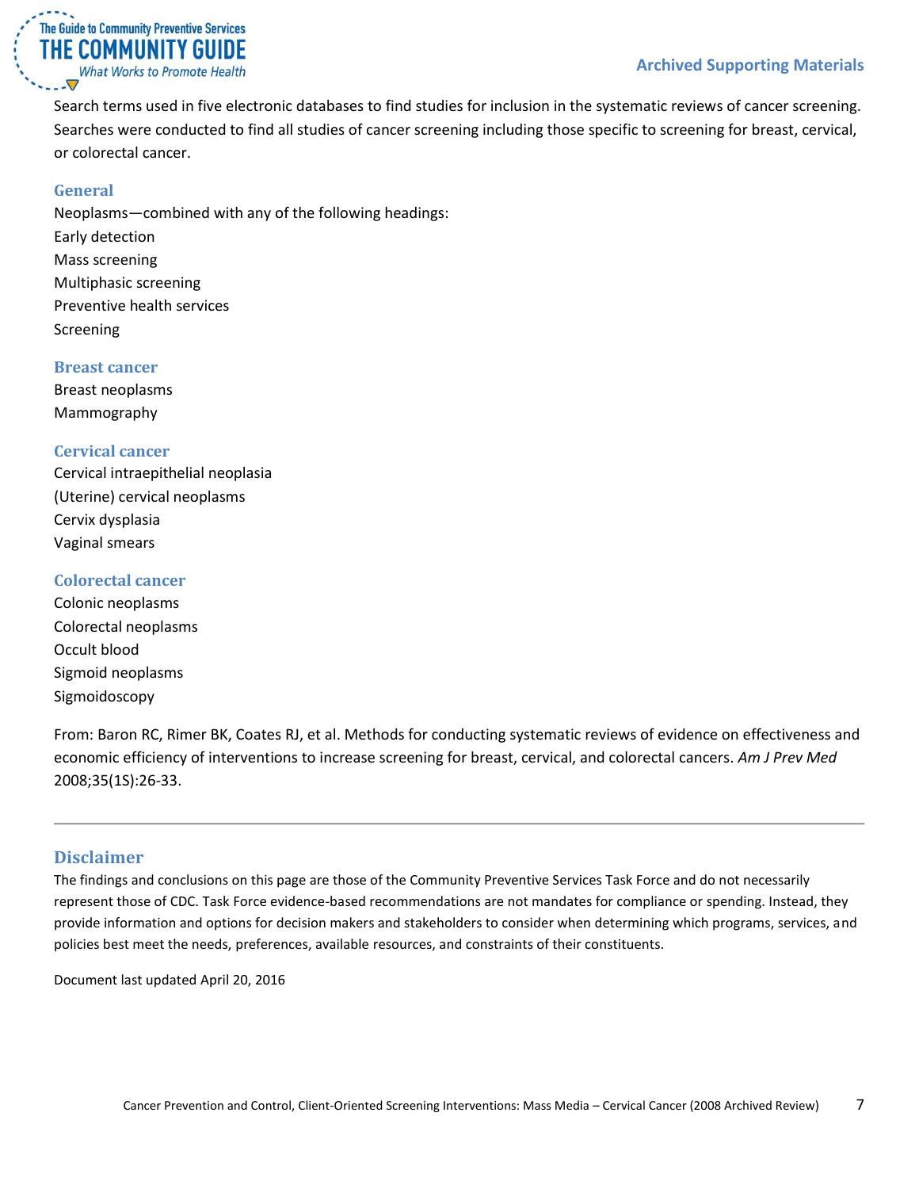Search terms used in five electronic databases to find studies for inclusion in the systematic reviews of cancer screening. Searches were conducted to find all studies of cancer screening including those specific to screening for breast, cervical, or colorectal cancer.

### General

Neoplasms—combined with any of the following headings:
Early detection
Mass screening
Multiphasic screening
Preventive health services
Screening

### Breast cancer

Breast neoplasms
Mammography

### Cervical cancer

Cervical intraepithelial neoplasia
(Uterine) cervical neoplasms
Cervix dysplasia
Vaginal smears

### Colorectal cancer

Colonic neoplasms
Colorectal neoplasms
Occult blood
Sigmoid neoplasms
Sigmoidoscopy

From: Baron RC, Rimer BK, Coates RJ, et al. Methods for conducting systematic reviews of evidence on effectiveness and economic efficiency of interventions to increase screening for breast, cervical, and colorectal cancers. *Am J Prev Med* 2008;35(1S):26-33.

---

### Disclaimer

The findings and conclusions on this page are those of the Community Preventive Services Task Force and do not necessarily represent those of CDC. Task Force evidence-based recommendations are not mandates for compliance or spending. Instead, they provide information and options for decision makers and stakeholders to consider when determining which programs, services, and policies best meet the needs, preferences, available resources, and constraints of their constituents.

Document last updated April 20, 2016